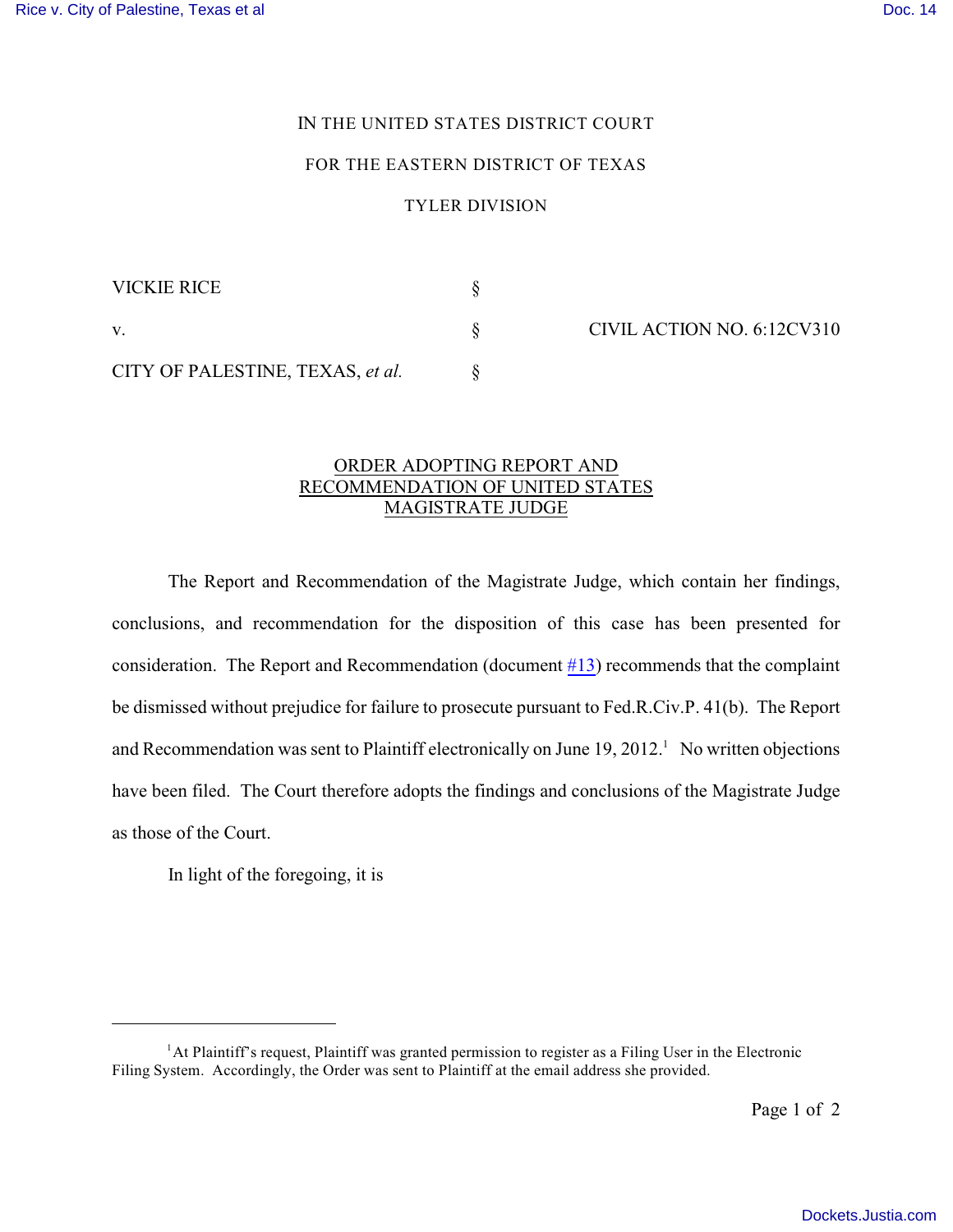IN THE UNITED STATES DISTRICT COURT

FOR THE EASTERN DISTRICT OF TEXAS

TYLER DIVISION

| | | |
|---|---|---|
| VICKIE RICE | § | |
| v. | § | CIVIL ACTION NO. 6:12CV310 |
| CITY OF PALESTINE, TEXAS, *et al.* | § | |

## ORDER ADOPTING REPORT AND RECOMMENDATION OF UNITED STATES MAGISTRATE JUDGE

The Report and Recommendation of the Magistrate Judge, which contain her findings, conclusions, and recommendation for the disposition of this case has been presented for consideration. The Report and Recommendation (document #13) recommends that the complaint be dismissed without prejudice for failure to prosecute pursuant to Fed.R.Civ.P. 41(b). The Report and Recommendation was sent to Plaintiff electronically on June 19, 2012.[1] No written objections have been filed. The Court therefore adopts the findings and conclusions of the Magistrate Judge as those of the Court.

In light of the foregoing, it is

[1] At Plaintiff's request, Plaintiff was granted permission to register as a Filing User in the Electronic Filing System. Accordingly, the Order was sent to Plaintiff at the email address she provided.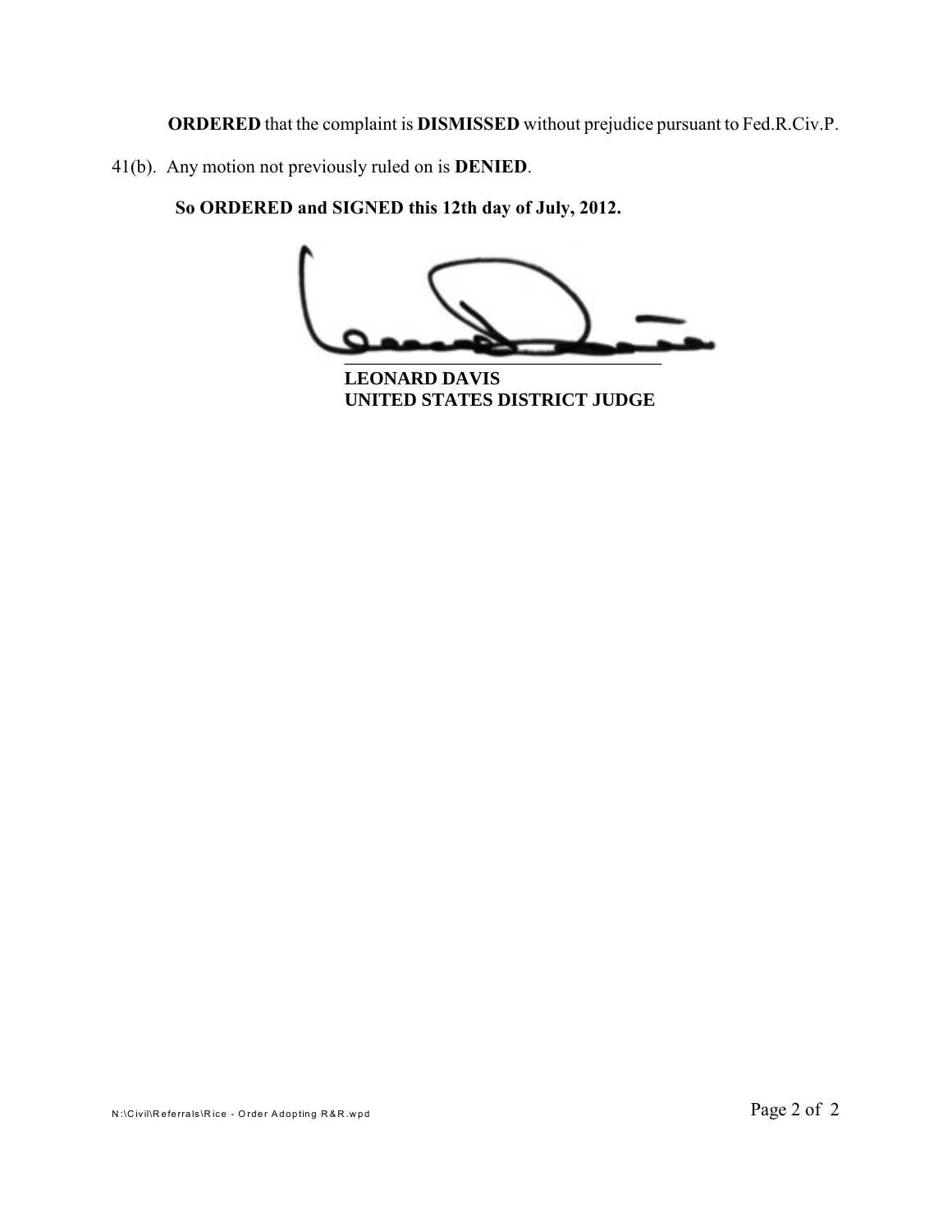**ORDERED** that the complaint is **DISMISSED** without prejudice pursuant to Fed.R.Civ.P. 41(b). Any motion not previously ruled on is **DENIED**.

**So ORDERED and SIGNED this 12th day of July, 2012.**

**LEONARD DAVIS**
**UNITED STATES DISTRICT JUDGE**

N:\Civil\Referrals\Rice - Order Adopting R&R.wpd